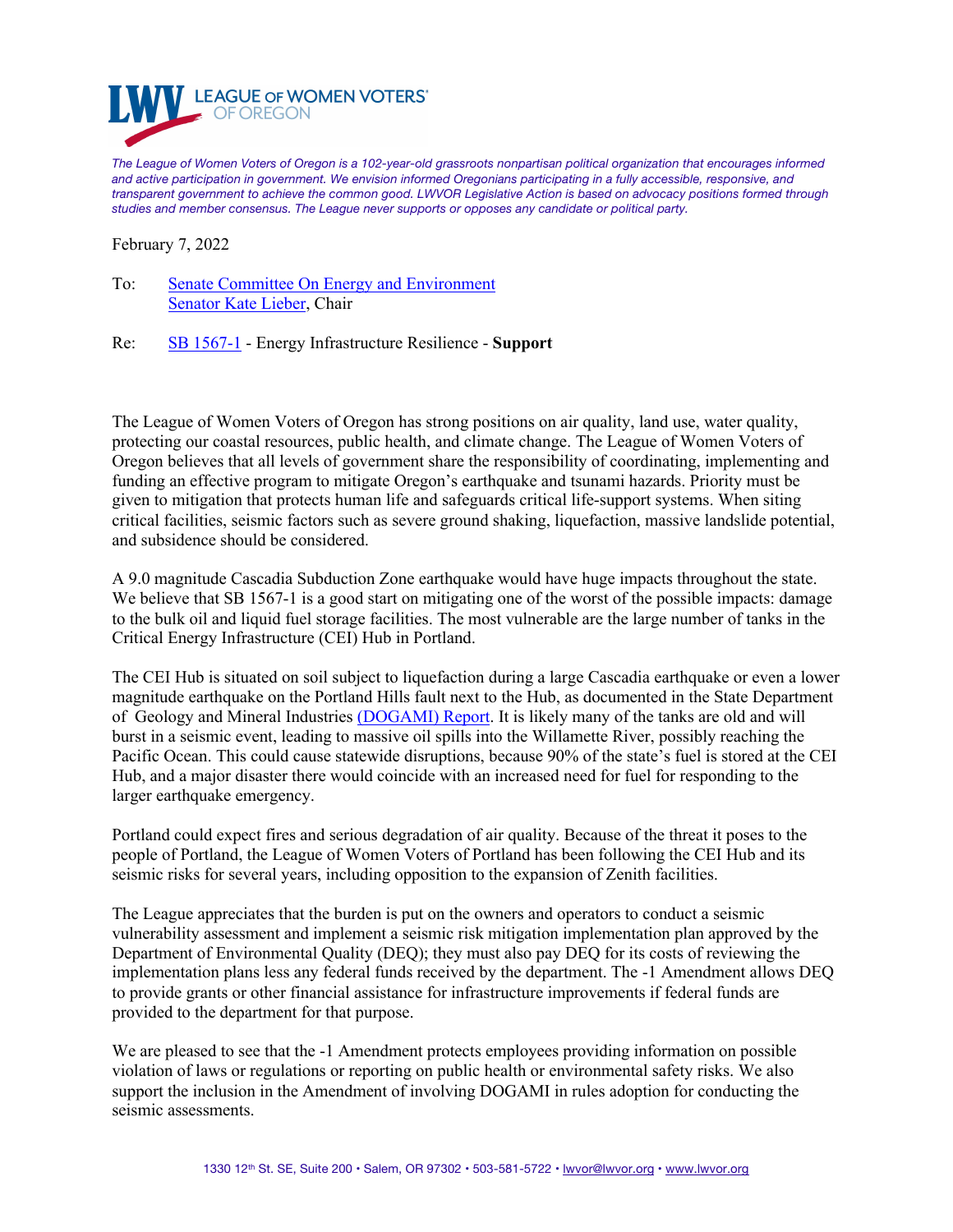**LEAGUE OF WOMEN VOTERS® OF OREGON**

*The League of Women Voters of Oregon is a 102-year-old grassroots nonpartisan political organization that encourages informed and active participation in government. We envision informed Oregonians participating in a fully accessible, responsive, and transparent government to achieve the common good. LWVOR Legislative Action is based on advocacy positions formed through studies and member consensus. The League never supports or opposes any candidate or political party.*

February 7, 2022

To: Senate Committee On Energy and Environment
Senator Kate Lieber, Chair

Re: SB 1567-1 - Energy Infrastructure Resilience - **Support**

The League of Women Voters of Oregon has strong positions on air quality, land use, water quality, protecting our coastal resources, public health, and climate change. The League of Women Voters of Oregon believes that all levels of government share the responsibility of coordinating, implementing and funding an effective program to mitigate Oregon's earthquake and tsunami hazards. Priority must be given to mitigation that protects human life and safeguards critical life-support systems. When siting critical facilities, seismic factors such as severe ground shaking, liquefaction, massive landslide potential, and subsidence should be considered.

A 9.0 magnitude Cascadia Subduction Zone earthquake would have huge impacts throughout the state. We believe that SB 1567-1 is a good start on mitigating one of the worst of the possible impacts: damage to the bulk oil and liquid fuel storage facilities. The most vulnerable are the large number of tanks in the Critical Energy Infrastructure (CEI) Hub in Portland.

The CEI Hub is situated on soil subject to liquefaction during a large Cascadia earthquake or even a lower magnitude earthquake on the Portland Hills fault next to the Hub, as documented in the State Department of Geology and Mineral Industries (DOGAMI) Report. It is likely many of the tanks are old and will burst in a seismic event, leading to massive oil spills into the Willamette River, possibly reaching the Pacific Ocean. This could cause statewide disruptions, because 90% of the state's fuel is stored at the CEI Hub, and a major disaster there would coincide with an increased need for fuel for responding to the larger earthquake emergency.

Portland could expect fires and serious degradation of air quality. Because of the threat it poses to the people of Portland, the League of Women Voters of Portland has been following the CEI Hub and its seismic risks for several years, including opposition to the expansion of Zenith facilities.

The League appreciates that the burden is put on the owners and operators to conduct a seismic vulnerability assessment and implement a seismic risk mitigation implementation plan approved by the Department of Environmental Quality (DEQ); they must also pay DEQ for its costs of reviewing the implementation plans less any federal funds received by the department. The -1 Amendment allows DEQ to provide grants or other financial assistance for infrastructure improvements if federal funds are provided to the department for that purpose.

We are pleased to see that the -1 Amendment protects employees providing information on possible violation of laws or regulations or reporting on public health or environmental safety risks. We also support the inclusion in the Amendment of involving DOGAMI in rules adoption for conducting the seismic assessments.

1330 12th St. SE, Suite 200 • Salem, OR 97302 • 503-581-5722 • lwvor@lwvor.org • www.lwvor.org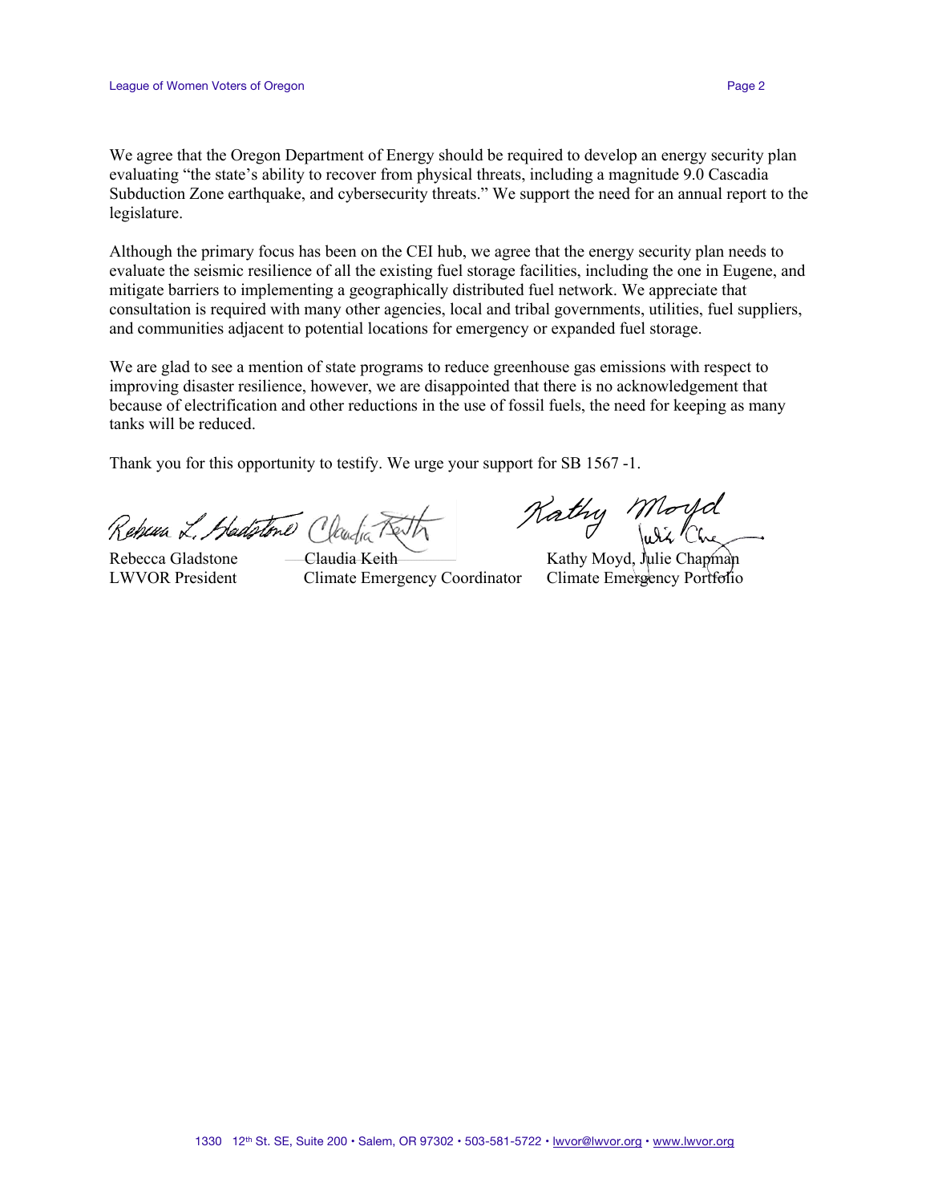We agree that the Oregon Department of Energy should be required to develop an energy security plan evaluating "the state's ability to recover from physical threats, including a magnitude 9.0 Cascadia Subduction Zone earthquake, and cybersecurity threats." We support the need for an annual report to the legislature.

Although the primary focus has been on the CEI hub, we agree that the energy security plan needs to evaluate the seismic resilience of all the existing fuel storage facilities, including the one in Eugene, and mitigate barriers to implementing a geographically distributed fuel network. We appreciate that consultation is required with many other agencies, local and tribal governments, utilities, fuel suppliers, and communities adjacent to potential locations for emergency or expanded fuel storage.

We are glad to see a mention of state programs to reduce greenhouse gas emissions with respect to improving disaster resilience, however, we are disappointed that there is no acknowledgement that because of electrification and other reductions in the use of fossil fuels, the need for keeping as many tanks will be reduced.

Thank you for this opportunity to testify. We urge your support for SB 1567 -1.

| | | |
|---|---|---|
| Rebecca Gladstone | Claudia Keith | Kathy Moyd, Julie Chapman |
| LWVOR President | Climate Emergency Coordinator | Climate Emergency Portfolio |